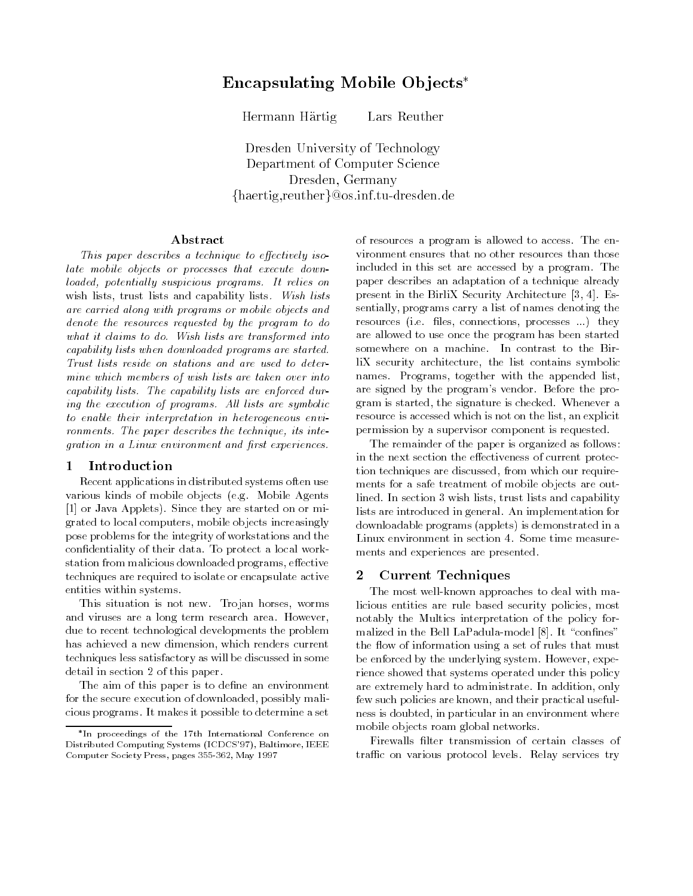# Encapsulating Mobile Objects*

Hermann Härtig    Lars Reuther

Dresden University of Technology
Department of Computer Science
Dresden, Germany
{haertig,reuther}@os.inf.tu-dresden.de

## Abstract

*This paper describes a technique to effectively isolate mobile objects or processes that execute downloaded, potentially suspicious programs. It relies on wish lists, trust lists and capability lists. Wish lists are carried along with programs or mobile objects and denote the resources requested by the program to do what it claims to do. Wish lists are transformed into capability lists when downloaded programs are started. Trust lists reside on stations and are used to determine which members of wish lists are taken over into capability lists. The capability lists are enforced during the execution of programs. All lists are symbolic to enable their interpretation in heterogeneous environments. The paper describes the technique, its integration in a Linux environment and first experiences.*

## 1 Introduction

Recent applications in distributed systems often use various kinds of mobile objects (e.g. Mobile Agents [1] or Java Applets). Since they are started on or migrated to local computers, mobile objects increasingly pose problems for the integrity of workstations and the confidentiality of their data. To protect a local workstation from malicious downloaded programs, effective techniques are required to isolate or encapsulate active entities within systems.

This situation is not new. Trojan horses, worms and viruses are a long term research area. However, due to recent technological developments the problem has achieved a new dimension, which renders current techniques less satisfactory as will be discussed in some detail in section 2 of this paper.

The aim of this paper is to define an environment for the secure execution of downloaded, possibly malicious programs. It makes it possible to determine a set of resources a program is allowed to access. The environment ensures that no other resources than those included in this set are accessed by a program. The paper describes an adaptation of a technique already present in the BirliX Security Architecture [3, 4]. Essentially, programs carry a list of names denoting the resources (i.e. files, connections, processes ...) they are allowed to use once the program has been started somewhere on a machine. In contrast to the BirliX security architecture, the list contains symbolic names. Programs, together with the appended list, are signed by the program's vendor. Before the program is started, the signature is checked. Whenever a resource is accessed which is not on the list, an explicit permission by a supervisor component is requested.

The remainder of the paper is organized as follows: in the next section the effectiveness of current protection techniques are discussed, from which our requirements for a safe treatment of mobile objects are outlined. In section 3 wish lists, trust lists and capability lists are introduced in general. An implementation for downloadable programs (applets) is demonstrated in a Linux environment in section 4. Some time measurements and experiences are presented.

## 2 Current Techniques

The most well-known approaches to deal with malicious entities are rule based security policies, most notably the Multics interpretation of the policy formalized in the Bell LaPadula-model [8]. It "confines" the flow of information using a set of rules that must be enforced by the underlying system. However, experience showed that systems operated under this policy are extremely hard to administrate. In addition, only few such policies are known, and their practical usefulness is doubted, in particular in an environment where mobile objects roam global networks.

Firewalls filter transmission of certain classes of traffic on various protocol levels. Relay services try

*In proceedings of the 17th International Conference on Distributed Computing Systems (ICDCS'97), Baltimore, IEEE Computer Society Press, pages 355-362, May 1997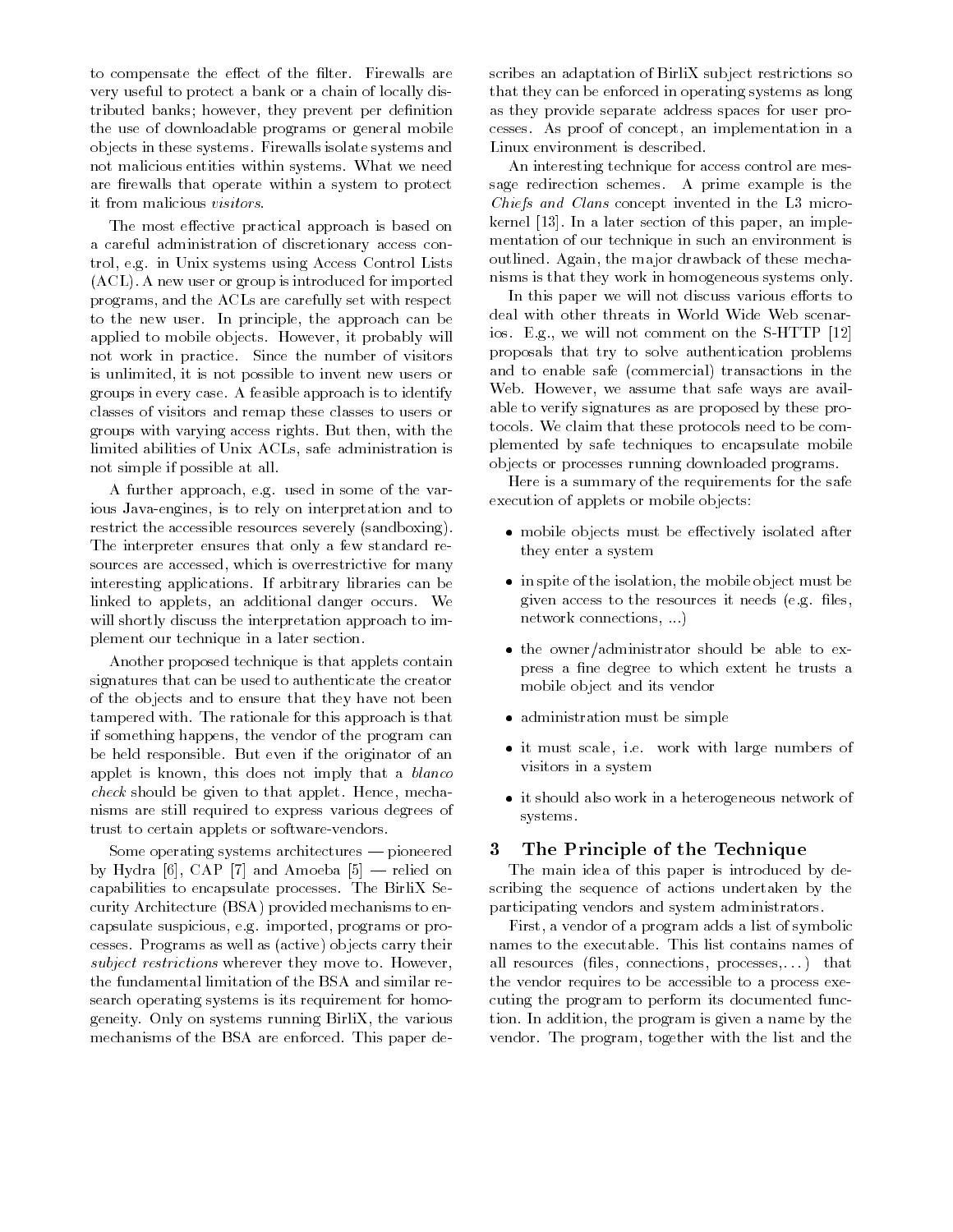to compensate the effect of the filter. Firewalls are very useful to protect a bank or a chain of locally distributed banks; however, they prevent per definition the use of downloadable programs or general mobile objects in these systems. Firewalls isolate systems and not malicious entities within systems. What we need are firewalls that operate within a system to protect it from malicious *visitors*.

The most effective practical approach is based on a careful administration of discretionary access control, e.g. in Unix systems using Access Control Lists (ACL). A new user or group is introduced for imported programs, and the ACLs are carefully set with respect to the new user. In principle, the approach can be applied to mobile objects. However, it probably will not work in practice. Since the number of visitors is unlimited, it is not possible to invent new users or groups in every case. A feasible approach is to identify classes of visitors and remap these classes to users or groups with varying access rights. But then, with the limited abilities of Unix ACLs, safe administration is not simple if possible at all.

A further approach, e.g. used in some of the various Java-engines, is to rely on interpretation and to restrict the accessible resources severely (sandboxing). The interpreter ensures that only a few standard resources are accessed, which is overrestrictive for many interesting applications. If arbitrary libraries can be linked to applets, an additional danger occurs. We will shortly discuss the interpretation approach to implement our technique in a later section.

Another proposed technique is that applets contain signatures that can be used to authenticate the creator of the objects and to ensure that they have not been tampered with. The rationale for this approach is that if something happens, the vendor of the program can be held responsible. But even if the originator of an applet is known, this does not imply that a *blanco check* should be given to that applet. Hence, mechanisms are still required to express various degrees of trust to certain applets or software-vendors.

Some operating systems architectures — pioneered by Hydra [6], CAP [7] and Amoeba [5] — relied on capabilities to encapsulate processes. The BirliX Security Architecture (BSA) provided mechanisms to encapsulate suspicious, e.g. imported, programs or processes. Programs as well as (active) objects carry their *subject restrictions* wherever they move to. However, the fundamental limitation of the BSA and similar research operating systems is its requirement for homogeneity. Only on systems running BirliX, the various mechanisms of the BSA are enforced. This paper describes an adaptation of BirliX subject restrictions so that they can be enforced in operating systems as long as they provide separate address spaces for user processes. As proof of concept, an implementation in a Linux environment is described.

An interesting technique for access control are message redirection schemes. A prime example is the *Chiefs and Clans* concept invented in the L3 microkernel [13]. In a later section of this paper, an implementation of our technique in such an environment is outlined. Again, the major drawback of these mechanisms is that they work in homogeneous systems only.

In this paper we will not discuss various efforts to deal with other threats in World Wide Web scenarios. E.g., we will not comment on the S-HTTP [12] proposals that try to solve authentication problems and to enable safe (commercial) transactions in the Web. However, we assume that safe ways are available to verify signatures as are proposed by these protocols. We claim that these protocols need to be complemented by safe techniques to encapsulate mobile objects or processes running downloaded programs.

Here is a summary of the requirements for the safe execution of applets or mobile objects:

- mobile objects must be effectively isolated after they enter a system
- in spite of the isolation, the mobile object must be given access to the resources it needs (e.g. files, network connections, ...)
- the owner/administrator should be able to express a fine degree to which extent he trusts a mobile object and its vendor
- administration must be simple
- it must scale, i.e. work with large numbers of visitors in a system
- it should also work in a heterogeneous network of systems.

## 3 The Principle of the Technique

The main idea of this paper is introduced by describing the sequence of actions undertaken by the participating vendors and system administrators.

First, a vendor of a program adds a list of symbolic names to the executable. This list contains names of all resources (files, connections, processes,...) that the vendor requires to be accessible to a process executing the program to perform its documented function. In addition, the program is given a name by the vendor. The program, together with the list and the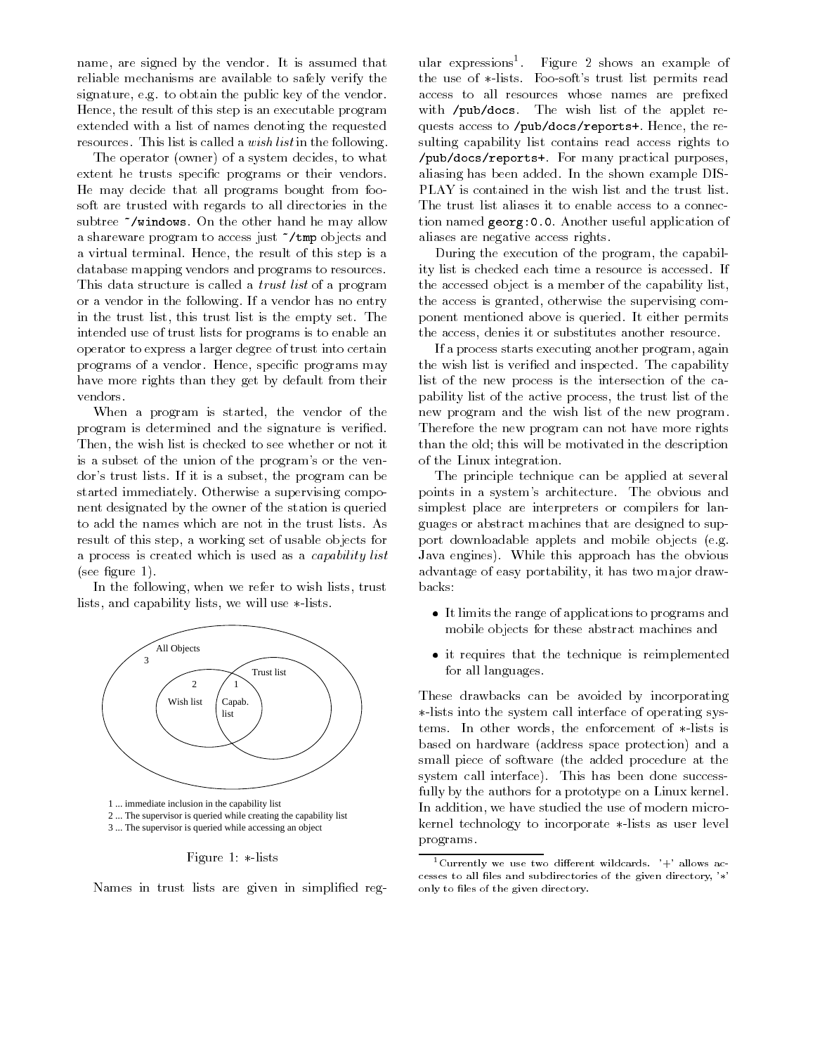name, are signed by the vendor. It is assumed that reliable mechanisms are available to safely verify the signature, e.g. to obtain the public key of the vendor. Hence, the result of this step is an executable program extended with a list of names denoting the requested resources. This list is called a *wish list* in the following.

The operator (owner) of a system decides, to what extent he trusts specific programs or their vendors. He may decide that all programs bought from foo-soft are trusted with regards to all directories in the subtree `~/windows`. On the other hand he may allow a shareware program to access just `~/tmp` objects and a virtual terminal. Hence, the result of this step is a database mapping vendors and programs to resources. This data structure is called a *trust list* of a program or a vendor in the following. If a vendor has no entry in the trust list, this trust list is the empty set. The intended use of trust lists for programs is to enable an operator to express a larger degree of trust into certain programs of a vendor. Hence, specific programs may have more rights than they get by default from their vendors.

When a program is started, the vendor of the program is determined and the signature is verified. Then, the wish list is checked to see whether or not it is a subset of the union of the program's or the vendor's trust lists. If it is a subset, the program can be started immediately. Otherwise a supervising component designated by the owner of the station is queried to add the names which are not in the trust lists. As result of this step, a working set of usable objects for a process is created which is used as a *capability list* (see figure 1).

In the following, when we refer to wish lists, trust lists, and capability lists, we will use ∗-lists.

All Objects
3
2
1
Trust list
Wish list
Capab. list

1 ... immediate inclusion in the capability list
2 ... The supervisor is queried while creating the capability list
3 ... The supervisor is queried while accessing an object

Figure 1: ∗-lists

Names in trust lists are given in simplified regular expressions[1]. Figure 2 shows an example of the use of ∗-lists. Foo-soft's trust list permits read access to all resources whose names are prefixed with `/pub/docs`. The wish list of the applet requests access to `/pub/docs/reports+`. Hence, the resulting capability list contains read access rights to `/pub/docs/reports+`. For many practical purposes, aliasing has been added. In the shown example DISPLAY is contained in the wish list and the trust list. The trust list aliases it to enable access to a connection named `georg:0.0`. Another useful application of aliases are negative access rights.

During the execution of the program, the capability list is checked each time a resource is accessed. If the accessed object is a member of the capability list, the access is granted, otherwise the supervising component mentioned above is queried. It either permits the access, denies it or substitutes another resource.

If a process starts executing another program, again the wish list is verified and inspected. The capability list of the new process is the intersection of the capability list of the active process, the trust list of the new program and the wish list of the new program. Therefore the new program can not have more rights than the old; this will be motivated in the description of the Linux integration.

The principle technique can be applied at several points in a system's architecture. The obvious and simplest place are interpreters or compilers for languages or abstract machines that are designed to support downloadable applets and mobile objects (e.g. Java engines). While this approach has the obvious advantage of easy portability, it has two major drawbacks:

- It limits the range of applications to programs and mobile objects for these abstract machines and
- it requires that the technique is reimplemented for all languages.

These drawbacks can be avoided by incorporating ∗-lists into the system call interface of operating systems. In other words, the enforcement of ∗-lists is based on hardware (address space protection) and a small piece of software (the added procedure at the system call interface). This has been done successfully by the authors for a prototype on a Linux kernel. In addition, we have studied the use of modern micro-kernel technology to incorporate ∗-lists as user level programs.

[1] Currently we use two different wildcards. '+' allows accesses to all files and subdirectories of the given directory, '∗' only to files of the given directory.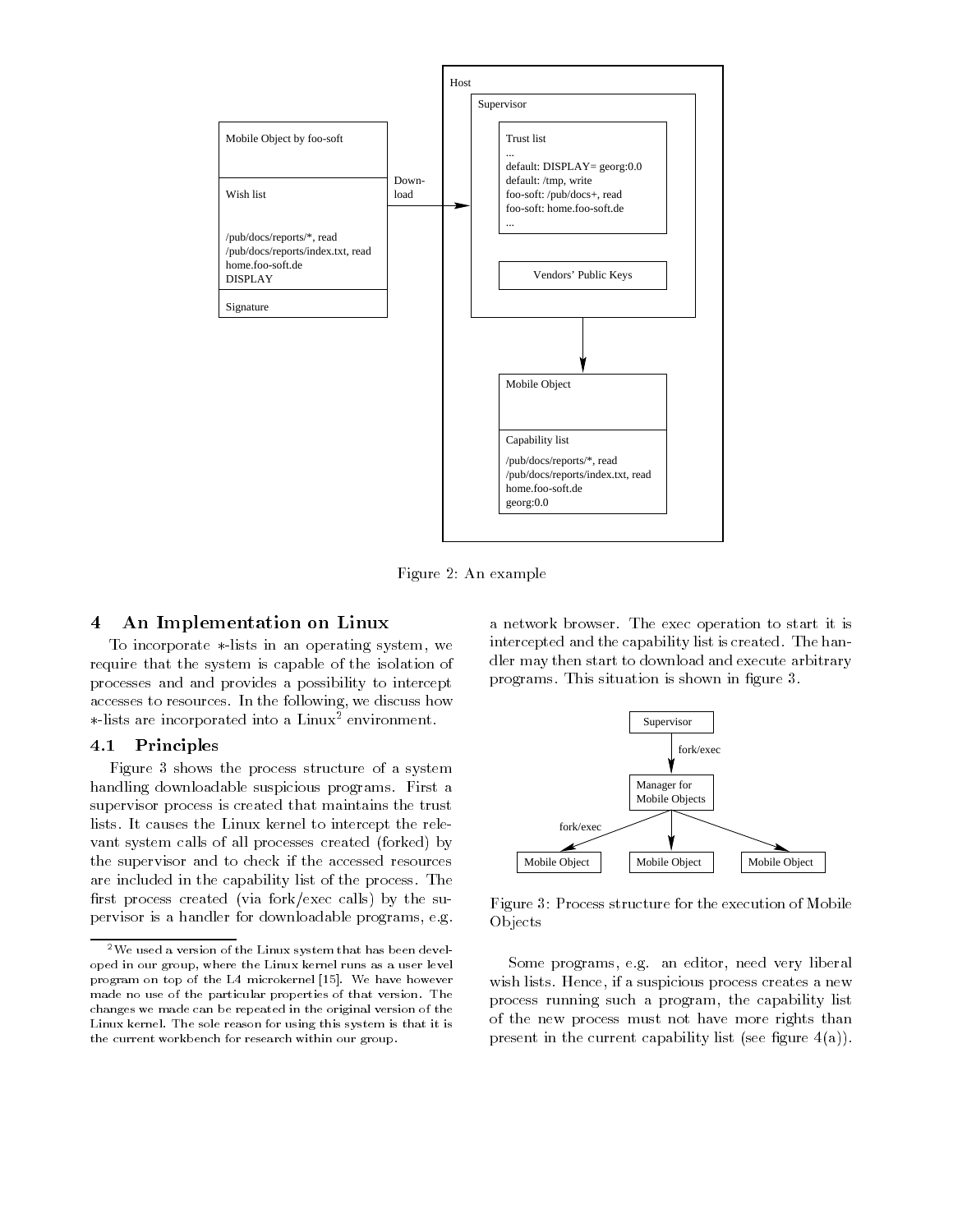Host

Supervisor

Trust list
...
default: DISPLAY= georg:0.0
default: /tmp, write
foo-soft: /pub/docs+, read
foo-soft: home.foo-soft.de
...

Vendors' Public Keys

Mobile Object by foo-soft

Wish list

/pub/docs/reports/*, read
/pub/docs/reports/index.txt, read
home.foo-soft.de
DISPLAY

Signature

Down-load

Mobile Object

Capability list

/pub/docs/reports/*, read
/pub/docs/reports/index.txt, read
home.foo-soft.de
georg:0.0

Figure 2: An example

## 4 An Implementation on Linux

To incorporate $*$-lists in an operating system, we require that the system is capable of the isolation of processes and and provides a possibility to intercept accesses to resources. In the following, we discuss how $*$-lists are incorporated into a Linux[2] environment.

### 4.1 Principles

Figure 3 shows the process structure of a system handling downloadable suspicious programs. First a supervisor process is created that maintains the trust lists. It causes the Linux kernel to intercept the relevant system calls of all processes created (forked) by the supervisor and to check if the accessed resources are included in the capability list of the process. The first process created (via fork/exec calls) by the supervisor is a handler for downloadable programs, e.g. a network browser. The exec operation to start it is intercepted and the capability list is created. The handler may then start to download and execute arbitrary programs. This situation is shown in figure 3.

Supervisor

fork/exec

Manager for Mobile Objects

fork/exec

Mobile Object | Mobile Object | Mobile Object

Figure 3: Process structure for the execution of Mobile Objects

Some programs, e.g. an editor, need very liberal wish lists. Hence, if a suspicious process creates a new process running such a program, the capability list of the new process must not have more rights than present in the current capability list (see figure 4(a)).

[2] We used a version of the Linux system that has been developed in our group, where the Linux kernel runs as a user level program on top of the L4 microkernel [15]. We have however made no use of the particular properties of that version. The changes we made can be repeated in the original version of the Linux kernel. The sole reason for using this system is that it is the current workbench for research within our group.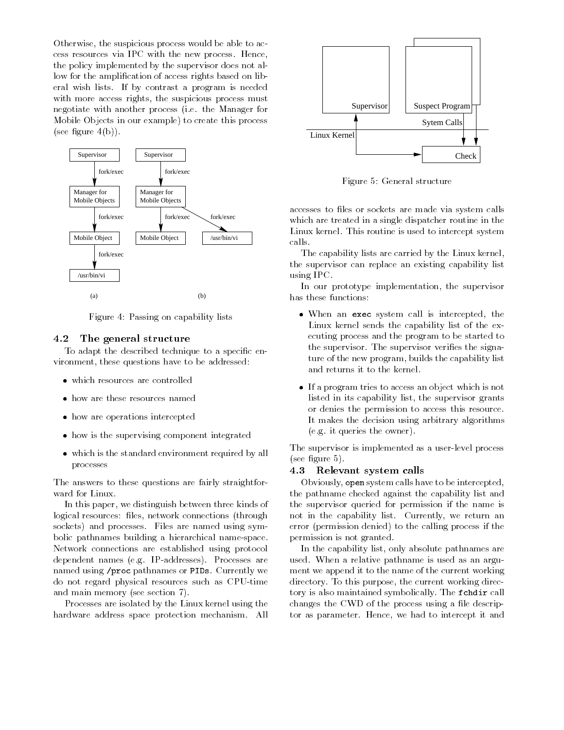Otherwise, the suspicious process would be able to access resources via IPC with the new process. Hence, the policy implemented by the supervisor does not allow for the amplification of access rights based on liberal wish lists. If by contrast a program is needed with more access rights, the suspicious process must negotiate with another process (i.e. the Manager for Mobile Objects in our example) to create this process (see figure 4(b)).

Figure 4: Passing on capability lists

### 4.2 The general structure

To adapt the described technique to a specific environment, these questions have to be addressed:

- which resources are controlled
- how are these resources named
- how are operations intercepted
- how is the supervising component integrated
- which is the standard environment required by all processes

The answers to these questions are fairly straightforward for Linux.

In this paper, we distinguish between three kinds of logical resources: files, network connections (through sockets) and processes. Files are named using symbolic pathnames building a hierarchical name-space. Network connections are established using protocol dependent names (e.g. IP-addresses). Processes are named using `/proc` pathnames or `PIDs`. Currently we do not regard physical resources such as CPU-time and main memory (see section 7).

Processes are isolated by the Linux kernel using the hardware address space protection mechanism. All accesses to files or sockets are made via system calls which are treated in a single dispatcher routine in the Linux kernel. This routine is used to intercept system calls.

Figure 5: General structure

The capability lists are carried by the Linux kernel, the supervisor can replace an existing capability list using IPC.

In our prototype implementation, the supervisor has these functions:

- When an `exec` system call is intercepted, the Linux kernel sends the capability list of the executing process and the program to be started to the supervisor. The supervisor verifies the signature of the new program, builds the capability list and returns it to the kernel.
- If a program tries to access an object which is not listed in its capability list, the supervisor grants or denies the permission to access this resource. It makes the decision using arbitrary algorithms (e.g. it queries the owner).

The supervisor is implemented as a user-level process (see figure 5).

### 4.3 Relevant system calls

Obviously, `open` system calls have to be intercepted, the pathname checked against the capability list and the supervisor queried for permission if the name is not in the capability list. Currently, we return an error (permission denied) to the calling process if the permission is not granted.

In the capability list, only absolute pathnames are used. When a relative pathname is used as an argument we append it to the name of the current working directory. To this purpose, the current working directory is also maintained symbolically. The `fchdir` call changes the CWD of the process using a file descriptor as parameter. Hence, we had to intercept it and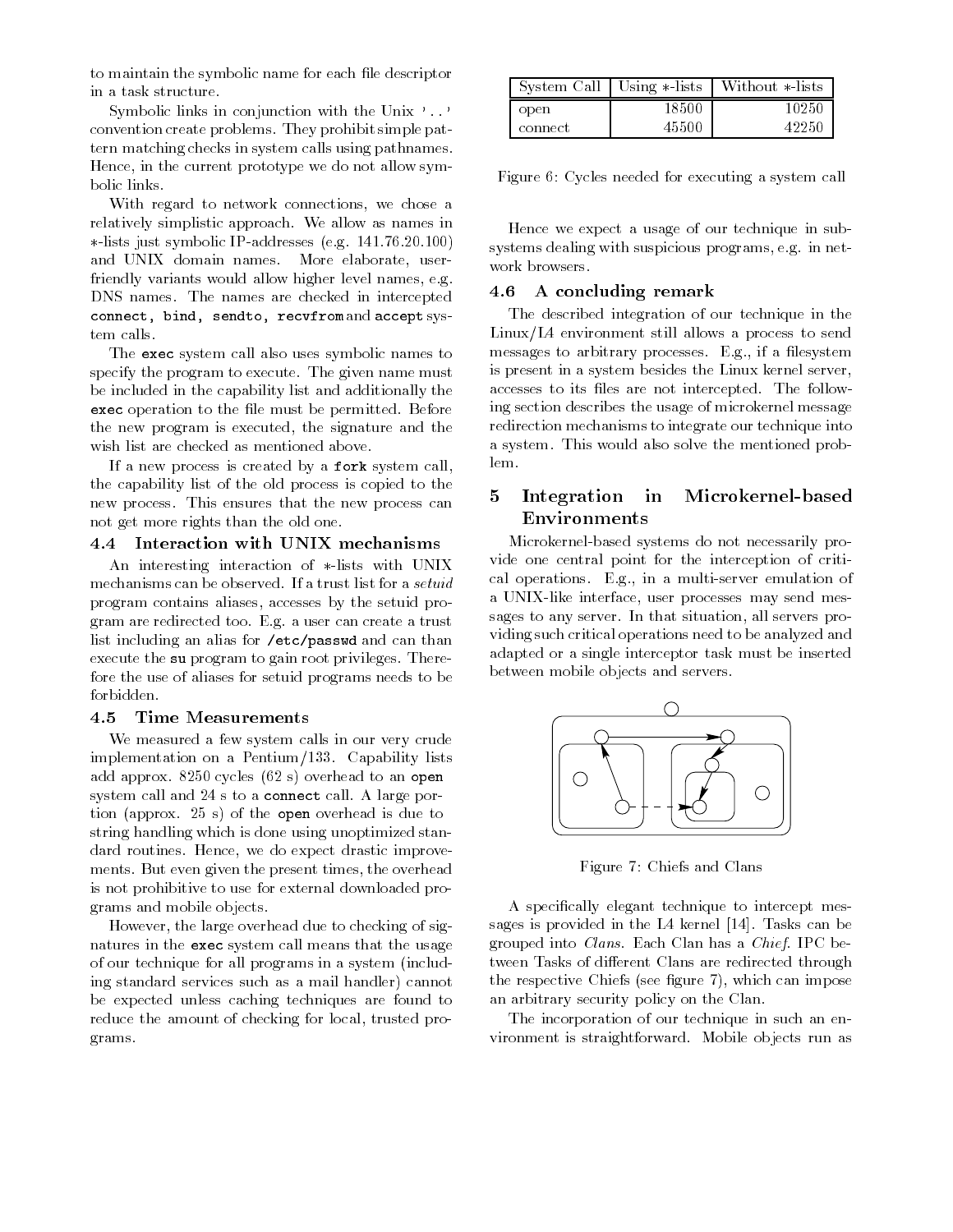to maintain the symbolic name for each file descriptor in a task structure.

Symbolic links in conjunction with the Unix '..' convention create problems. They prohibit simple pattern matching checks in system calls using pathnames. Hence, in the current prototype we do not allow symbolic links.

With regard to network connections, we chose a relatively simplistic approach. We allow as names in ∗-lists just symbolic IP-addresses (e.g. 141.76.20.100) and UNIX domain names. More elaborate, user-friendly variants would allow higher level names, e.g. DNS names. The names are checked in intercepted `connect`, `bind`, `sendto`, `recvfrom` and `accept` system calls.

The `exec` system call also uses symbolic names to specify the program to execute. The given name must be included in the capability list and additionally the `exec` operation to the file must be permitted. Before the new program is executed, the signature and the wish list are checked as mentioned above.

If a new process is created by a `fork` system call, the capability list of the old process is copied to the new process. This ensures that the new process can not get more rights than the old one.

### 4.4 Interaction with UNIX mechanisms

An interesting interaction of ∗-lists with UNIX mechanisms can be observed. If a trust list for a *setuid* program contains aliases, accesses by the setuid program are redirected too. E.g. a user can create a trust list including an alias for `/etc/passwd` and can than execute the `su` program to gain root privileges. Therefore the use of aliases for setuid programs needs to be forbidden.

### 4.5 Time Measurements

We measured a few system calls in our very crude implementation on a Pentium/133. Capability lists add approx. 8250 cycles (62 s) overhead to an `open` system call and 24 s to a `connect` call. A large portion (approx. 25 s) of the `open` overhead is due to string handling which is done using unoptimized standard routines. Hence, we do expect drastic improvements. But even given the present times, the overhead is not prohibitive to use for external downloaded programs and mobile objects.

However, the large overhead due to checking of signatures in the `exec` system call means that the usage of our technique for all programs in a system (including standard services such as a mail handler) cannot be expected unless caching techniques are found to reduce the amount of checking for local, trusted programs.

| System Call | Using ∗-lists | Without ∗-lists |
|---|---|---|
| open | 18500 | 10250 |
| connect | 45500 | 42250 |

Figure 6: Cycles needed for executing a system call

Hence we expect a usage of our technique in subsystems dealing with suspicious programs, e.g. in network browsers.

### 4.6 A concluding remark

The described integration of our technique in the Linux/L4 environment still allows a process to send messages to arbitrary processes. E.g., if a filesystem is present in a system besides the Linux kernel server, accesses to its files are not intercepted. The following section describes the usage of microkernel message redirection mechanisms to integrate our technique into a system. This would also solve the mentioned problem.

## 5 Integration in Microkernel-based Environments

Microkernel-based systems do not necessarily provide one central point for the interception of critical operations. E.g., in a multi-server emulation of a UNIX-like interface, user processes may send messages to any server. In that situation, all servers providing such critical operations need to be analyzed and adapted or a single interceptor task must be inserted between mobile objects and servers.

Figure 7: Chiefs and Clans

A specifically elegant technique to intercept messages is provided in the L4 kernel [14]. Tasks can be grouped into *Clans*. Each Clan has a *Chief*. IPC between Tasks of different Clans are redirected through the respective Chiefs (see figure 7), which can impose an arbitrary security policy on the Clan.

The incorporation of our technique in such an environment is straightforward. Mobile objects run as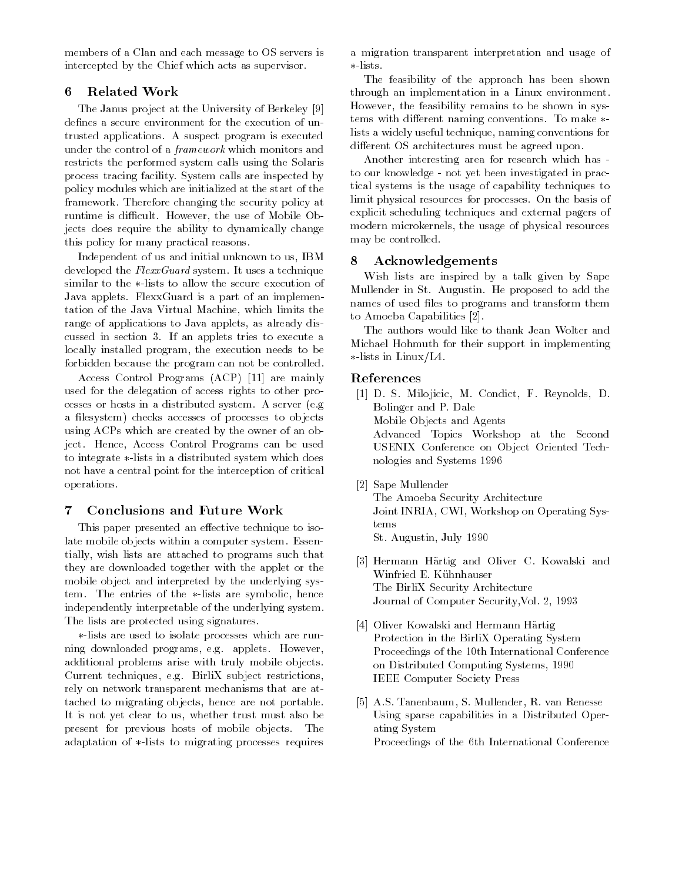members of a Clan and each message to OS servers is intercepted by the Chief which acts as supervisor.

## 6 Related Work

The Janus project at the University of Berkeley [9] defines a secure environment for the execution of untrusted applications. A suspect program is executed under the control of a *framework* which monitors and restricts the performed system calls using the Solaris process tracing facility. System calls are inspected by policy modules which are initialized at the start of the framework. Therefore changing the security policy at runtime is difficult. However, the use of Mobile Objects does require the ability to dynamically change this policy for many practical reasons.

Independent of us and initial unknown to us, IBM developed the *FlexxGuard* system. It uses a technique similar to the ∗-lists to allow the secure execution of Java applets. FlexxGuard is a part of an implementation of the Java Virtual Machine, which limits the range of applications to Java applets, as already discussed in section 3. If an applets tries to execute a locally installed program, the execution needs to be forbidden because the program can not be controlled.

Access Control Programs (ACP) [11] are mainly used for the delegation of access rights to other processes or hosts in a distributed system. A server (e.g a filesystem) checks accesses of processes to objects using ACPs which are created by the owner of an object. Hence, Access Control Programs can be used to integrate ∗-lists in a distributed system which does not have a central point for the interception of critical operations.

## 7 Conclusions and Future Work

This paper presented an effective technique to isolate mobile objects within a computer system. Essentially, wish lists are attached to programs such that they are downloaded together with the applet or the mobile object and interpreted by the underlying system. The entries of the ∗-lists are symbolic, hence independently interpretable of the underlying system. The lists are protected using signatures.

∗-lists are used to isolate processes which are running downloaded programs, e.g. applets. However, additional problems arise with truly mobile objects. Current techniques, e.g. BirliX subject restrictions, rely on network transparent mechanisms that are attached to migrating objects, hence are not portable. It is not yet clear to us, whether trust must also be present for previous hosts of mobile objects. The adaptation of ∗-lists to migrating processes requires a migration transparent interpretation and usage of ∗-lists.

The feasibility of the approach has been shown through an implementation in a Linux environment. However, the feasibility remains to be shown in systems with different naming conventions. To make ∗-lists a widely useful technique, naming conventions for different OS architectures must be agreed upon.

Another interesting area for research which has - to our knowledge - not yet been investigated in practical systems is the usage of capability techniques to limit physical resources for processes. On the basis of explicit scheduling techniques and external pagers of modern microkernels, the usage of physical resources may be controlled.

## 8 Acknowledgements

Wish lists are inspired by a talk given by Sape Mullender in St. Augustin. He proposed to add the names of used files to programs and transform them to Amoeba Capabilities [2].

The authors would like to thank Jean Wolter and Michael Hohmuth for their support in implementing ∗-lists in Linux/L4.

## References

[1] D. S. Milojicic, M. Condict, F. Reynolds, D. Bolinger and P. Dale
Mobile Objects and Agents
Advanced Topics Workshop at the Second USENIX Conference on Object Oriented Technologies and Systems 1996

[2] Sape Mullender
The Amoeba Security Architecture
Joint INRIA, CWI, Workshop on Operating Systems
St. Augustin, July 1990

[3] Hermann Härtig and Oliver C. Kowalski and Winfried E. Kühnhauser
The BirliX Security Architecture
Journal of Computer Security,Vol. 2, 1993

[4] Oliver Kowalski and Hermann Härtig
Protection in the BirliX Operating System
Proceedings of the 10th International Conference on Distributed Computing Systems, 1990
IEEE Computer Society Press

[5] A.S. Tanenbaum, S. Mullender, R. van Renesse
Using sparse capabilities in a Distributed Operating System
Proceedings of the 6th International Conference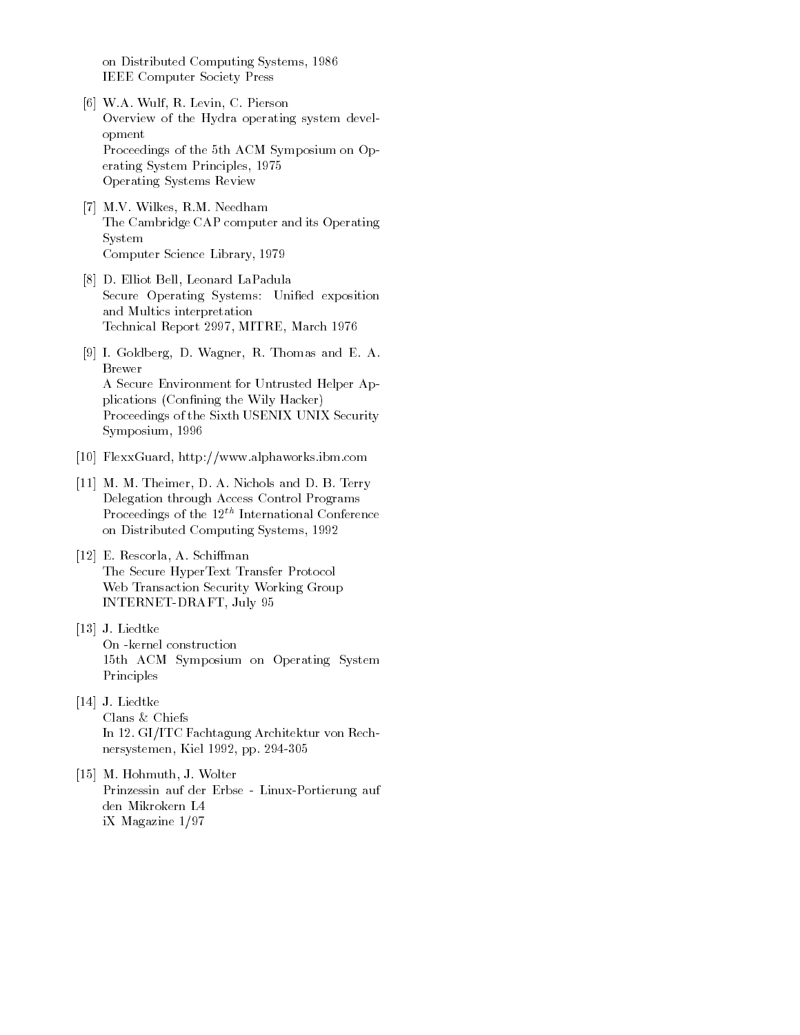on Distributed Computing Systems, 1986
IEEE Computer Society Press

[6] W.A. Wulf, R. Levin, C. Pierson
Overview of the Hydra operating system development
Proceedings of the 5th ACM Symposium on Operating System Principles, 1975
Operating Systems Review

[7] M.V. Wilkes, R.M. Needham
The Cambridge CAP computer and its Operating System
Computer Science Library, 1979

[8] D. Elliot Bell, Leonard LaPadula
Secure Operating Systems: Unified exposition and Multics interpretation
Technical Report 2997, MITRE, March 1976

[9] I. Goldberg, D. Wagner, R. Thomas and E. A. Brewer
A Secure Environment for Untrusted Helper Applications (Confining the Wily Hacker)
Proceedings of the Sixth USENIX UNIX Security Symposium, 1996

[10] FlexxGuard, http://www.alphaworks.ibm.com

[11] M. M. Theimer, D. A. Nichols and D. B. Terry
Delegation through Access Control Programs
Proceedings of the $12^{th}$ International Conference on Distributed Computing Systems, 1992

[12] E. Rescorla, A. Schiffman
The Secure HyperText Transfer Protocol
Web Transaction Security Working Group
INTERNET-DRAFT, July 95

[13] J. Liedtke
On -kernel construction
15th ACM Symposium on Operating System Principles

[14] J. Liedtke
Clans & Chiefs
In 12. GI/ITC Fachtagung Architektur von Rechnersystemen, Kiel 1992, pp. 294-305

[15] M. Hohmuth, J. Wolter
Prinzessin auf der Erbse - Linux-Portierung auf den Mikrokern L4
iX Magazine 1/97